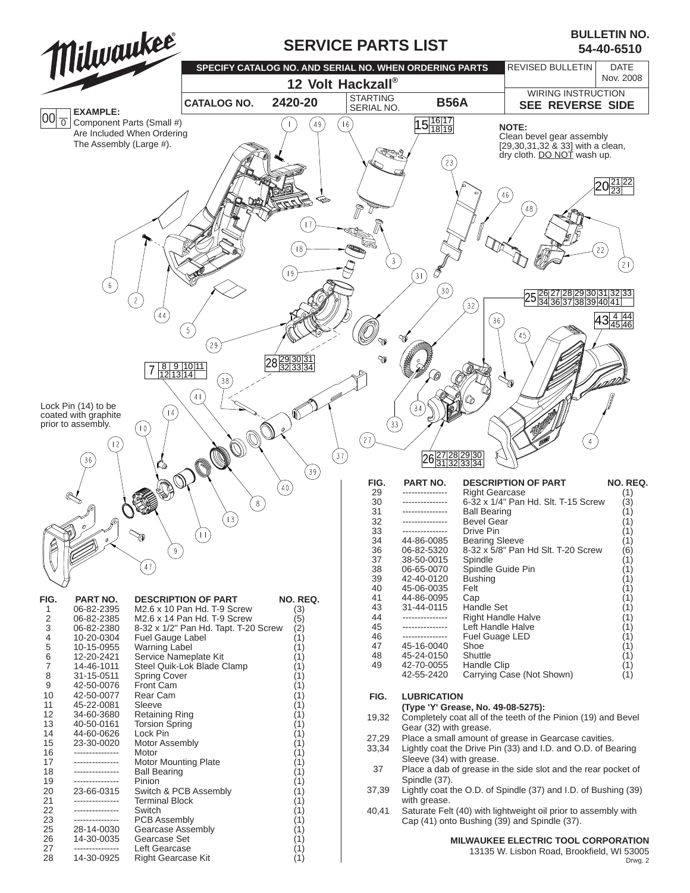# SERVICE PARTS LIST

**BULLETIN NO. 54-40-6510**

**SPECIFY CATALOG NO. AND SERIAL NO. WHEN ORDERING PARTS**

**12 Volt Hackzall®**

| CATALOG NO. | 2420-20 | STARTING SERIAL NO. | B56A |
|---|---|---|---|

| REVISED BULLETIN | DATE |
|---|---|
| | Nov. 2008 |

WIRING INSTRUCTION
**SEE REVERSE SIDE**

**EXAMPLE:**
Component Parts (Small #) Are Included When Ordering The Assembly (Large #).

**NOTE:**
Clean bevel gear assembly [29,30,31,32 & 33] with a clean, dry cloth. DO NOT wash up.

Lock Pin (14) to be coated with graphite prior to assembly.

| FIG. | PART NO. | DESCRIPTION OF PART | NO. REQ. |
|---|---|---|---|
| 1 | 06-82-2395 | M2.6 x 10 Pan Hd. T-9 Screw | (3) |
| 2 | 06-82-2385 | M2.6 x 14 Pan Hd. T-9 Screw | (5) |
| 3 | 06-82-2380 | 8-32 x 1/2" Pan Hd. Tapt. T-20 Screw | (2) |
| 4 | 10-20-0304 | Fuel Gauge Label | (1) |
| 5 | 10-15-0955 | Warning Label | (1) |
| 6 | 12-20-2421 | Service Nameplate Kit | (1) |
| 7 | 14-46-1011 | Steel Quik-Lok Blade Clamp | (1) |
| 8 | 31-15-0511 | Spring Cover | (1) |
| 9 | 42-50-0076 | Front Cam | (1) |
| 10 | 42-50-0077 | Rear Cam | (1) |
| 11 | 45-22-0081 | Sleeve | (1) |
| 12 | 34-60-3680 | Retaining Ring | (1) |
| 13 | 40-50-0161 | Torsion Spring | (1) |
| 14 | 44-60-0626 | Lock Pin | (1) |
| 15 | 23-30-0020 | Motor Assembly | (1) |
| 16 | --------------- | Motor | (1) |
| 17 | --------------- | Motor Mounting Plate | (1) |
| 18 | --------------- | Ball Bearing | (1) |
| 19 | --------------- | Pinion | (1) |
| 20 | 23-66-0315 | Switch & PCB Assembly | (1) |
| 21 | --------------- | Terminal Block | (1) |
| 22 | --------------- | Switch | (1) |
| 23 | --------------- | PCB Assembly | (1) |
| 25 | 28-14-0030 | Gearcase Assembly | (1) |
| 26 | 14-30-0035 | Gearcase Set | (1) |
| 27 | --------------- | Left Gearcase | (1) |
| 28 | 14-30-0925 | Right Gearcase Kit | (1) |
| 29 | --------------- | Right Gearcase | (1) |
| 30 | --------------- | 6-32 x 1/4" Pan Hd. Slt. T-15 Screw | (3) |
| 31 | --------------- | Ball Bearing | (1) |
| 32 | --------------- | Bevel Gear | (1) |
| 33 | --------------- | Drive Pin | (1) |
| 34 | 44-86-0085 | Bearing Sleeve | (1) |
| 36 | 06-82-5320 | 8-32 x 5/8" Pan Hd Slt. T-20 Screw | (6) |
| 37 | 38-50-0015 | Spindle | (1) |
| 38 | 06-65-0070 | Spindle Guide Pin | (1) |
| 39 | 42-40-0120 | Bushing | (1) |
| 40 | 45-06-0035 | Felt | (1) |
| 41 | 44-86-0095 | Cap | (1) |
| 43 | 31-44-0115 | Handle Set | (1) |
| 44 | --------------- | Right Handle Halve | (1) |
| 45 | --------------- | Left Handle Halve | (1) |
| 46 | --------------- | Fuel Guage LED | (1) |
| 47 | 45-16-0040 | Shoe | (1) |
| 48 | 45-24-0150 | Shuttle | (1) |
| 49 | 42-70-0055 | Handle Clip | (1) |
| | 42-55-2420 | Carrying Case (Not Shown) | (1) |

| FIG. | LUBRICATION (Type 'Y' Grease, No. 49-08-5275): |
|---|---|
| 19,32 | Completely coat all of the teeth of the Pinion (19) and Bevel Gear (32) with grease. |
| 27,29 | Place a small amount of grease in Gearcase cavities. |
| 33,34 | Lightly coat the Drive Pin (33) and I.D. and O.D. of Bearing Sleeve (34) with grease. |
| 37 | Place a dab of grease in the side slot and the rear pocket of Spindle (37). |
| 37,39 | Lightly coat the O.D. of Spindle (37) and I.D. of Bushing (39) with grease. |
| 40,41 | Saturate Felt (40) with lightweight oil prior to assembly with Cap (41) onto Bushing (39) and Spindle (37). |

**MILWAUKEE ELECTRIC TOOL CORPORATION**
13135 W. Lisbon Road, Brookfield, WI 53005

Drwg. 2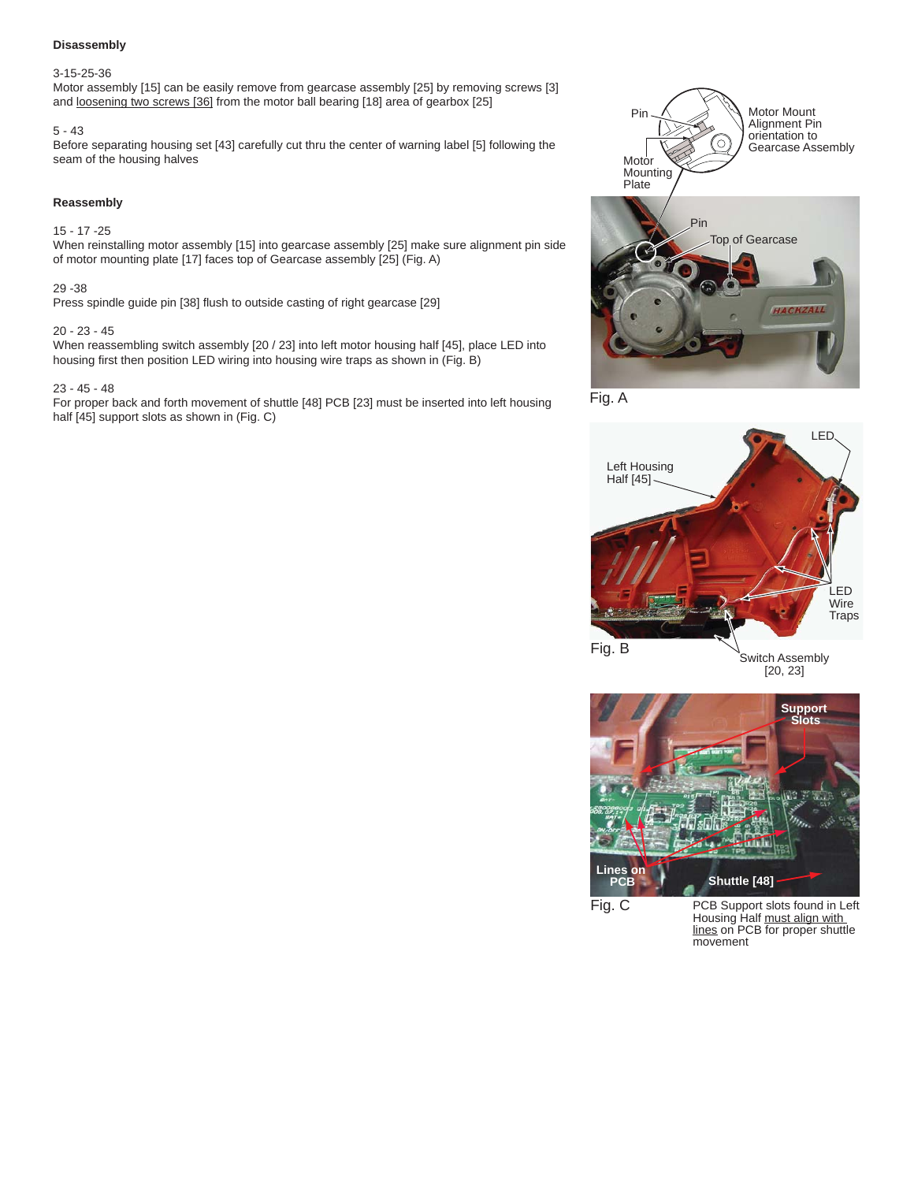**Disassembly**

3-15-25-36
Motor assembly [15] can be easily remove from gearcase assembly [25] by removing screws [3] and loosening two screws [36] from the motor ball bearing [18] area of gearbox [25]

5 - 43
Before separating housing set [43] carefully cut thru the center of warning label [5] following the seam of the housing halves

**Reassembly**

15 - 17 -25
When reinstalling motor assembly [15] into gearcase assembly [25] make sure alignment pin side of motor mounting plate [17] faces top of Gearcase assembly [25] (Fig. A)

29 -38
Press spindle guide pin [38] flush to outside casting of right gearcase [29]

20 - 23 - 45
When reassembling switch assembly [20 / 23] into left motor housing half [45], place LED into housing first then position LED wiring into housing wire traps as shown in (Fig. B)

23 - 45 - 48
For proper back and forth movement of shuttle [48] PCB [23] must be inserted into left housing half [45] support slots as shown in (Fig. C)

Pin
Motor Mounting Plate
Motor Mount Alignment Pin orientation to Gearcase Assembly
Pin
Top of Gearcase

Fig. A

LED
Left Housing Half [45]
LED Wire Traps
Switch Assembly [20, 23]

Fig. B

Support Slots
Lines on PCB
Shuttle [48]

Fig. C

PCB Support slots found in Left Housing Half must align with lines on PCB for proper shuttle movement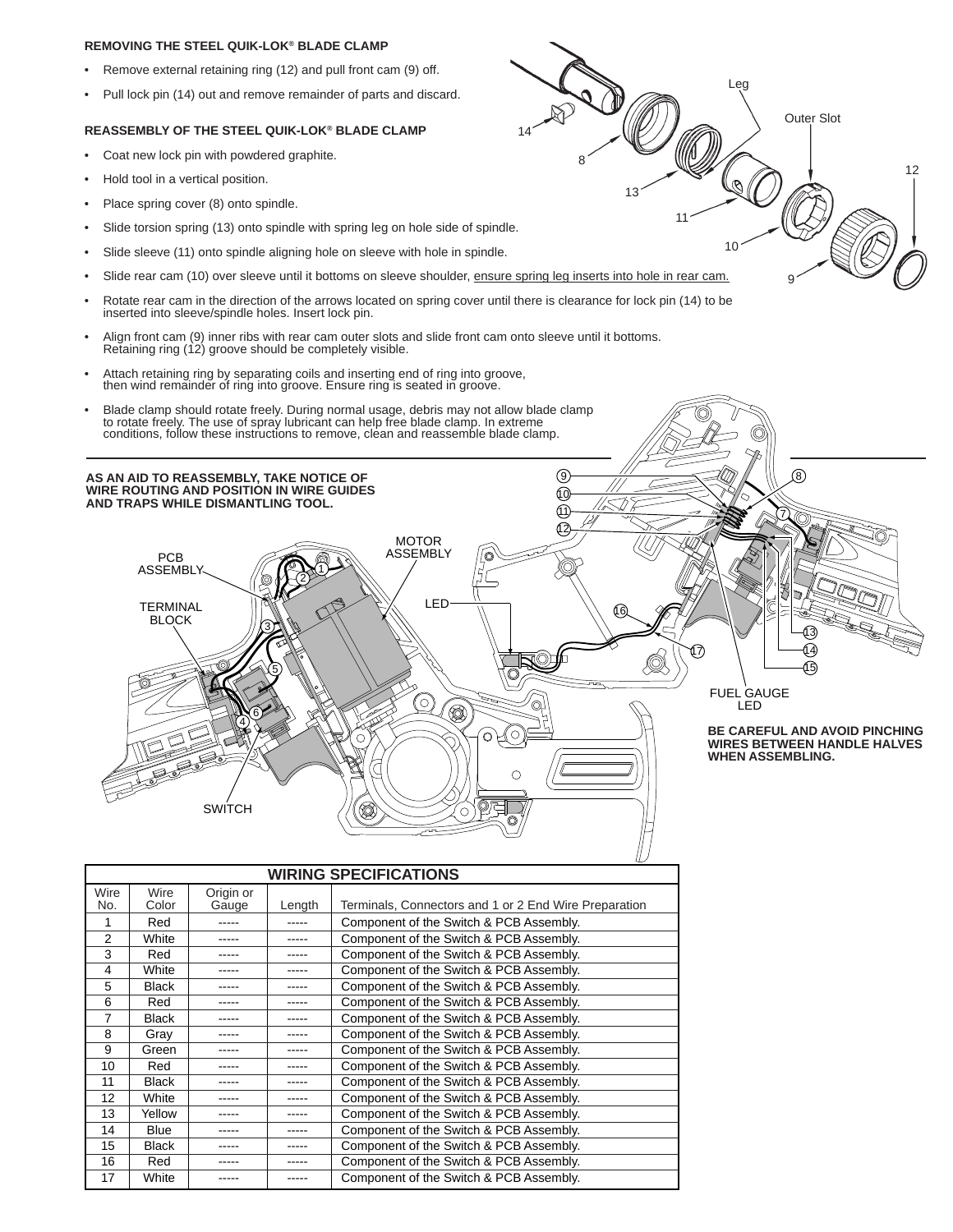### REMOVING THE STEEL QUIK-LOK® BLADE CLAMP

- Remove external retaining ring (12) and pull front cam (9) off.
- Pull lock pin (14) out and remove remainder of parts and discard.

### REASSEMBLY OF THE STEEL QUIK-LOK® BLADE CLAMP

- Coat new lock pin with powdered graphite.
- Hold tool in a vertical position.
- Place spring cover (8) onto spindle.
- Slide torsion spring (13) onto spindle with spring leg on hole side of spindle.
- Slide sleeve (11) onto spindle aligning hole on sleeve with hole in spindle.
- Slide rear cam (10) over sleeve until it bottoms on sleeve shoulder, ensure spring leg inserts into hole in rear cam.
- Rotate rear cam in the direction of the arrows located on spring cover until there is clearance for lock pin (14) to be inserted into sleeve/spindle holes. Insert lock pin.
- Align front cam (9) inner ribs with rear cam outer slots and slide front cam onto sleeve until it bottoms. Retaining ring (12) groove should be completely visible.
- Attach retaining ring by separating coils and inserting end of ring into groove, then wind remainder of ring into groove. Ensure ring is seated in groove.
- Blade clamp should rotate freely. During normal usage, debris may not allow blade clamp to rotate freely. The use of spray lubricant can help free blade clamp. In extreme conditions, follow these instructions to remove, clean and reassemble blade clamp.

Leg

Outer Slot

14

8

13

11

10

9

12

**AS AN AID TO REASSEMBLY, TAKE NOTICE OF WIRE ROUTING AND POSITION IN WIRE GUIDES AND TRAPS WHILE DISMANTLING TOOL.**

PCB ASSEMBLY

MOTOR ASSEMBLY

TERMINAL BLOCK

LED

SWITCH

FUEL GAUGE LED

1 2 3 4 5 6 7 8 9 10 11 12 13 14 15 16 17

**BE CAREFUL AND AVOID PINCHING WIRES BETWEEN HANDLE HALVES WHEN ASSEMBLING.**

| WIRING SPECIFICATIONS | | | | |
|---|---|---|---|---|
| Wire No. | Wire Color | Origin or Gauge | Length | Terminals, Connectors and 1 or 2 End Wire Preparation |
| 1 | Red | ----- | ----- | Component of the Switch & PCB Assembly. |
| 2 | White | ----- | ----- | Component of the Switch & PCB Assembly. |
| 3 | Red | ----- | ----- | Component of the Switch & PCB Assembly. |
| 4 | White | ----- | ----- | Component of the Switch & PCB Assembly. |
| 5 | Black | ----- | ----- | Component of the Switch & PCB Assembly. |
| 6 | Red | ----- | ----- | Component of the Switch & PCB Assembly. |
| 7 | Black | ----- | ----- | Component of the Switch & PCB Assembly. |
| 8 | Gray | ----- | ----- | Component of the Switch & PCB Assembly. |
| 9 | Green | ----- | ----- | Component of the Switch & PCB Assembly. |
| 10 | Red | ----- | ----- | Component of the Switch & PCB Assembly. |
| 11 | Black | ----- | ----- | Component of the Switch & PCB Assembly. |
| 12 | White | ----- | ----- | Component of the Switch & PCB Assembly. |
| 13 | Yellow | ----- | ----- | Component of the Switch & PCB Assembly. |
| 14 | Blue | ----- | ----- | Component of the Switch & PCB Assembly. |
| 15 | Black | ----- | ----- | Component of the Switch & PCB Assembly. |
| 16 | Red | ----- | ----- | Component of the Switch & PCB Assembly. |
| 17 | White | ----- | ----- | Component of the Switch & PCB Assembly. |